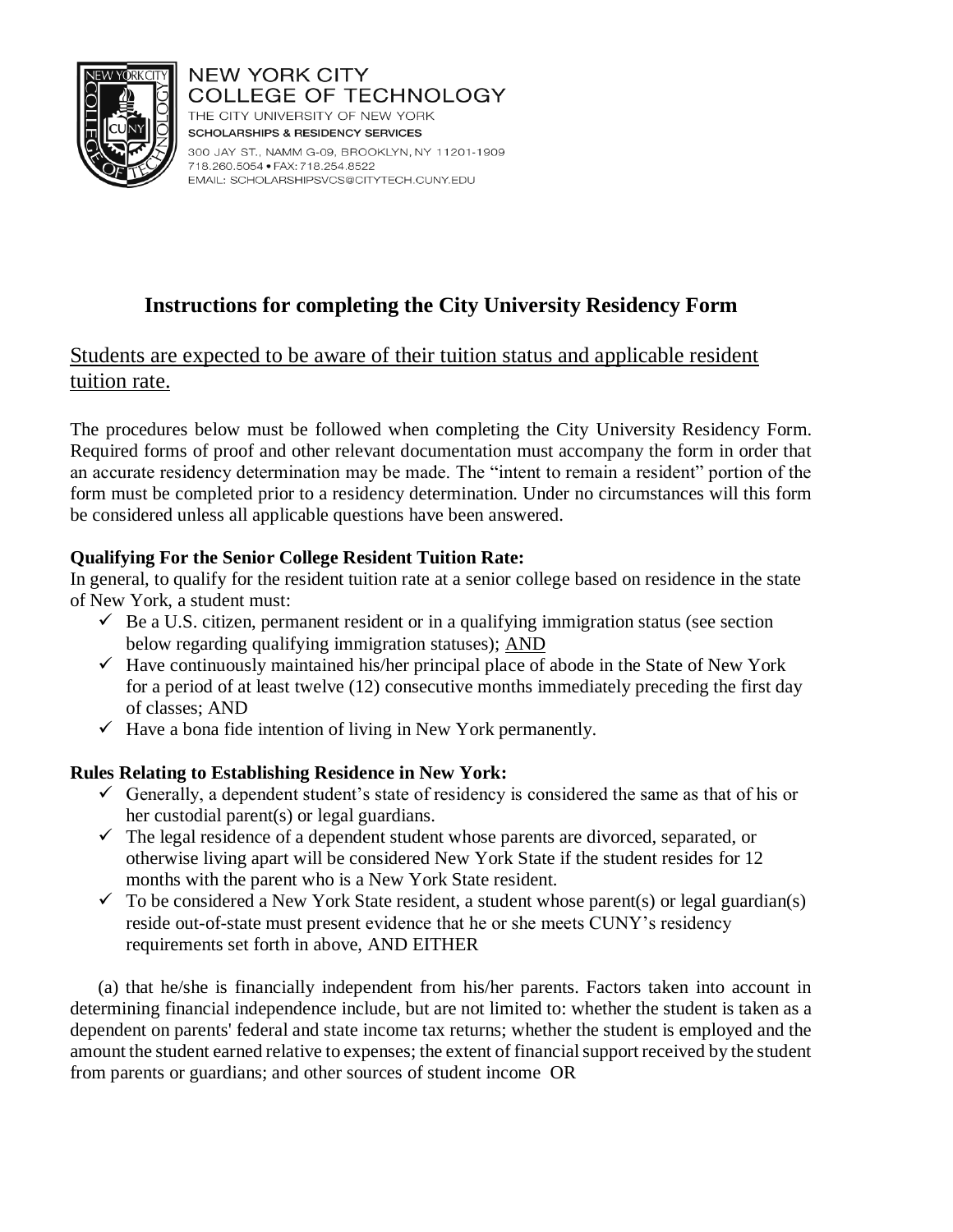NEW YORK CITY
COLLEGE OF TECHNOLOGY
THE CITY UNIVERSITY OF NEW YORK
SCHOLARSHIPS & RESIDENCY SERVICES
300 JAY ST., NAMM G-09, BROOKLYN, NY 11201-1909
718.260.5054 • FAX: 718.254.8522
EMAIL: SCHOLARSHIPSVCS@CITYTECH.CUNY.EDU

# Instructions for completing the City University Residency Form

## <u>Students are expected to be aware of their tuition status and applicable resident tuition rate.</u>

The procedures below must be followed when completing the City University Residency Form. Required forms of proof and other relevant documentation must accompany the form in order that an accurate residency determination may be made. The "intent to remain a resident" portion of the form must be completed prior to a residency determination. Under no circumstances will this form be considered unless all applicable questions have been answered.

**Qualifying For the Senior College Resident Tuition Rate:**

In general, to qualify for the resident tuition rate at a senior college based on residence in the state of New York, a student must:

- ✓ Be a U.S. citizen, permanent resident or in a qualifying immigration status (see section below regarding qualifying immigration statuses); <u>AND</u>
- ✓ Have continuously maintained his/her principal place of abode in the State of New York for a period of at least twelve (12) consecutive months immediately preceding the first day of classes; AND
- ✓ Have a bona fide intention of living in New York permanently.

**Rules Relating to Establishing Residence in New York:**

- ✓ Generally, a dependent student's state of residency is considered the same as that of his or her custodial parent(s) or legal guardians.
- ✓ The legal residence of a dependent student whose parents are divorced, separated, or otherwise living apart will be considered New York State if the student resides for 12 months with the parent who is a New York State resident.
- ✓ To be considered a New York State resident, a student whose parent(s) or legal guardian(s) reside out-of-state must present evidence that he or she meets CUNY's residency requirements set forth in above, AND EITHER

(a) that he/she is financially independent from his/her parents. Factors taken into account in determining financial independence include, but are not limited to: whether the student is taken as a dependent on parents' federal and state income tax returns; whether the student is employed and the amount the student earned relative to expenses; the extent of financial support received by the student from parents or guardians; and other sources of student income OR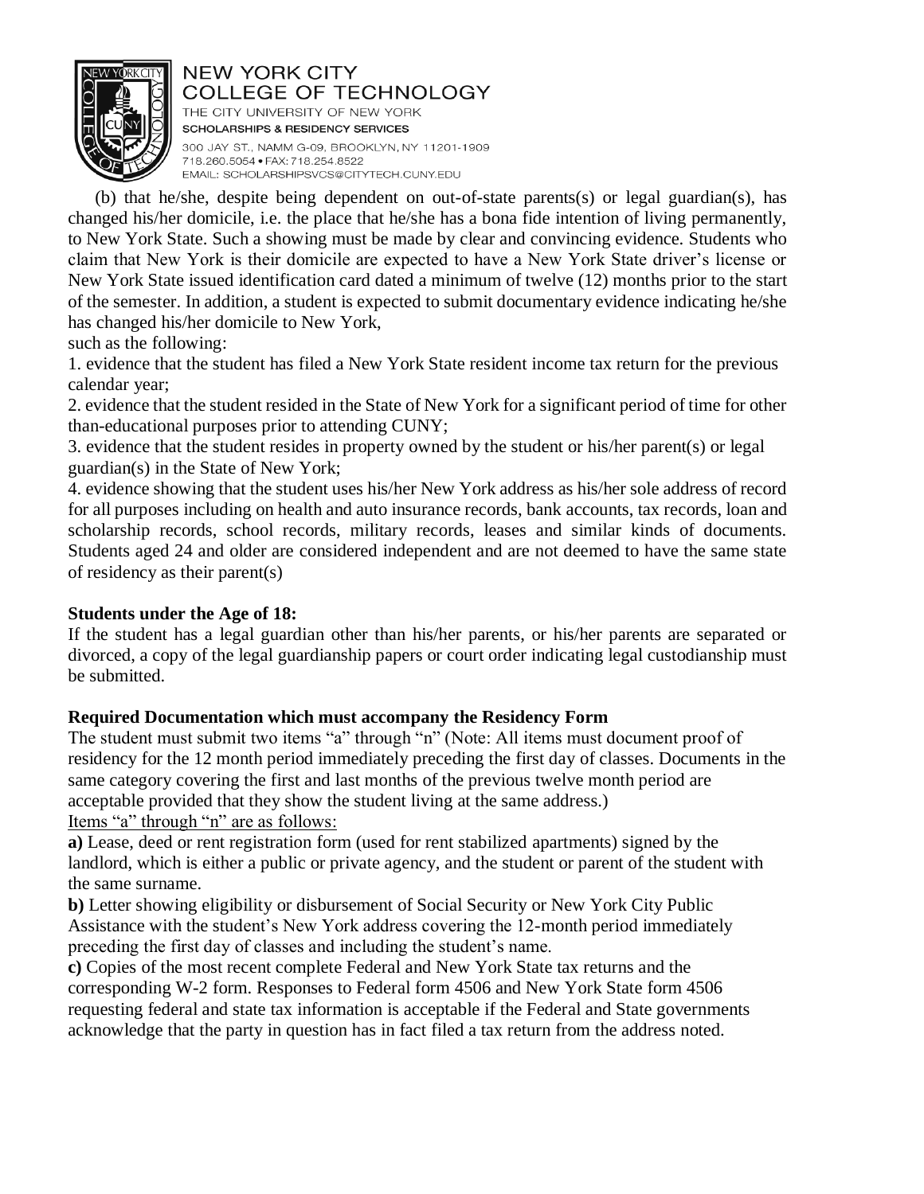(b) that he/she, despite being dependent on out-of-state parents(s) or legal guardian(s), has changed his/her domicile, i.e. the place that he/she has a bona fide intention of living permanently, to New York State. Such a showing must be made by clear and convincing evidence. Students who claim that New York is their domicile are expected to have a New York State driver's license or New York State issued identification card dated a minimum of twelve (12) months prior to the start of the semester. In addition, a student is expected to submit documentary evidence indicating he/she has changed his/her domicile to New York,
such as the following:

1. evidence that the student has filed a New York State resident income tax return for the previous calendar year;
2. evidence that the student resided in the State of New York for a significant period of time for other than-educational purposes prior to attending CUNY;
3. evidence that the student resides in property owned by the student or his/her parent(s) or legal guardian(s) in the State of New York;
4. evidence showing that the student uses his/her New York address as his/her sole address of record for all purposes including on health and auto insurance records, bank accounts, tax records, loan and scholarship records, school records, military records, leases and similar kinds of documents. Students aged 24 and older are considered independent and are not deemed to have the same state of residency as their parent(s)

**Students under the Age of 18:**

If the student has a legal guardian other than his/her parents, or his/her parents are separated or divorced, a copy of the legal guardianship papers or court order indicating legal custodianship must be submitted.

**Required Documentation which must accompany the Residency Form**

The student must submit two items "a" through "n" (Note: All items must document proof of residency for the 12 month period immediately preceding the first day of classes. Documents in the same category covering the first and last months of the previous twelve month period are acceptable provided that they show the student living at the same address.)

Items "a" through "n" are as follows:

**a)** Lease, deed or rent registration form (used for rent stabilized apartments) signed by the landlord, which is either a public or private agency, and the student or parent of the student with the same surname.

**b)** Letter showing eligibility or disbursement of Social Security or New York City Public Assistance with the student's New York address covering the 12-month period immediately preceding the first day of classes and including the student's name.

**c)** Copies of the most recent complete Federal and New York State tax returns and the corresponding W-2 form. Responses to Federal form 4506 and New York State form 4506 requesting federal and state tax information is acceptable if the Federal and State governments acknowledge that the party in question has in fact filed a tax return from the address noted.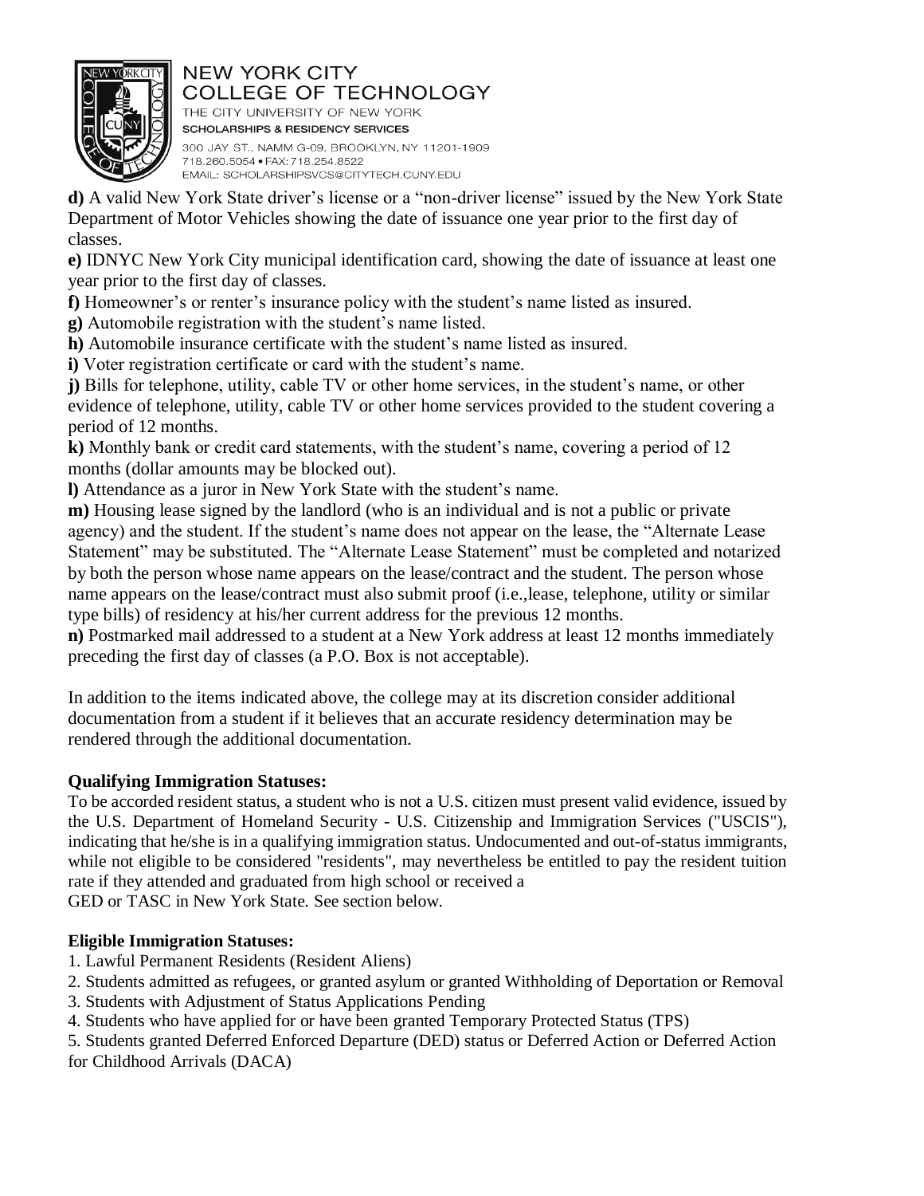**d)** A valid New York State driver's license or a "non-driver license" issued by the New York State Department of Motor Vehicles showing the date of issuance one year prior to the first day of classes.

**e)** IDNYC New York City municipal identification card, showing the date of issuance at least one year prior to the first day of classes.

**f)** Homeowner's or renter's insurance policy with the student's name listed as insured.

**g)** Automobile registration with the student's name listed.

**h)** Automobile insurance certificate with the student's name listed as insured.

**i)** Voter registration certificate or card with the student's name.

**j)** Bills for telephone, utility, cable TV or other home services, in the student's name, or other evidence of telephone, utility, cable TV or other home services provided to the student covering a period of 12 months.

**k)** Monthly bank or credit card statements, with the student's name, covering a period of 12 months (dollar amounts may be blocked out).

**l)** Attendance as a juror in New York State with the student's name.

**m)** Housing lease signed by the landlord (who is an individual and is not a public or private agency) and the student. If the student's name does not appear on the lease, the "Alternate Lease Statement" may be substituted. The "Alternate Lease Statement" must be completed and notarized by both the person whose name appears on the lease/contract and the student. The person whose name appears on the lease/contract must also submit proof (i.e.,lease, telephone, utility or similar type bills) of residency at his/her current address for the previous 12 months.

**n)** Postmarked mail addressed to a student at a New York address at least 12 months immediately preceding the first day of classes (a P.O. Box is not acceptable).

In addition to the items indicated above, the college may at its discretion consider additional documentation from a student if it believes that an accurate residency determination may be rendered through the additional documentation.

**Qualifying Immigration Statuses:**

To be accorded resident status, a student who is not a U.S. citizen must present valid evidence, issued by the U.S. Department of Homeland Security - U.S. Citizenship and Immigration Services ("USCIS"), indicating that he/she is in a qualifying immigration status. Undocumented and out-of-status immigrants, while not eligible to be considered "residents", may nevertheless be entitled to pay the resident tuition rate if they attended and graduated from high school or received a GED or TASC in New York State. See section below.

**Eligible Immigration Statuses:**

1. Lawful Permanent Residents (Resident Aliens)
2. Students admitted as refugees, or granted asylum or granted Withholding of Deportation or Removal
3. Students with Adjustment of Status Applications Pending
4. Students who have applied for or have been granted Temporary Protected Status (TPS)
5. Students granted Deferred Enforced Departure (DED) status or Deferred Action or Deferred Action for Childhood Arrivals (DACA)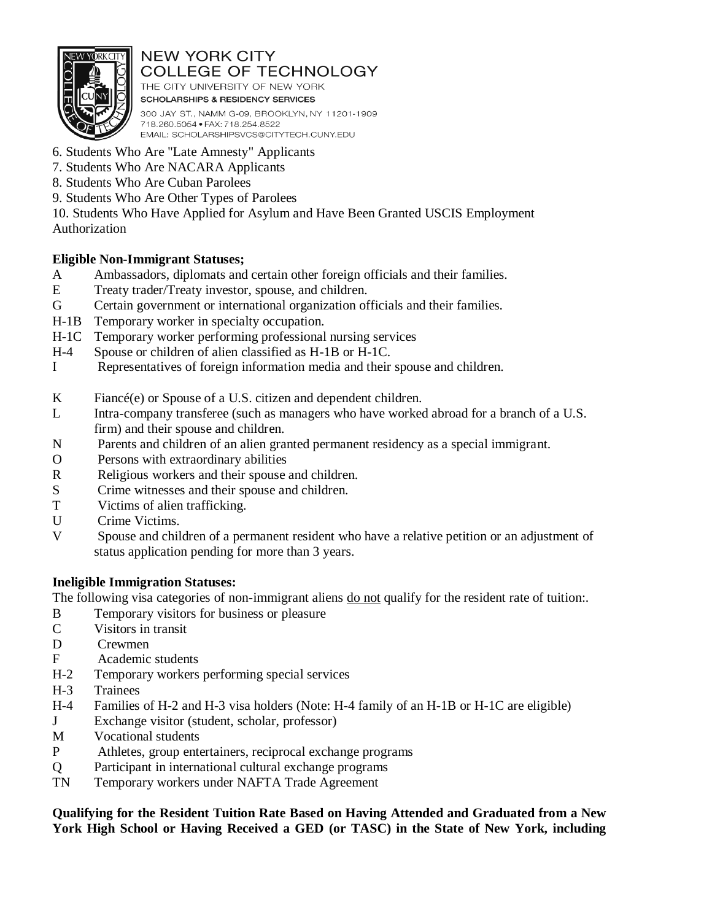6. Students Who Are "Late Amnesty" Applicants
7. Students Who Are NACARA Applicants
8. Students Who Are Cuban Parolees
9. Students Who Are Other Types of Parolees
10. Students Who Have Applied for Asylum and Have Been Granted USCIS Employment Authorization

**Eligible Non-Immigrant Statuses;**

- A Ambassadors, diplomats and certain other foreign officials and their families.
- E Treaty trader/Treaty investor, spouse, and children.
- G Certain government or international organization officials and their families.
- H-1B Temporary worker in specialty occupation.
- H-1C Temporary worker performing professional nursing services
- H-4 Spouse or children of alien classified as H-1B or H-1C.
- I Representatives of foreign information media and their spouse and children.
- K Fiancé(e) or Spouse of a U.S. citizen and dependent children.
- L Intra-company transferee (such as managers who have worked abroad for a branch of a U.S. firm) and their spouse and children.
- N Parents and children of an alien granted permanent residency as a special immigrant.
- O Persons with extraordinary abilities
- R Religious workers and their spouse and children.
- S Crime witnesses and their spouse and children.
- T Victims of alien trafficking.
- U Crime Victims.
- V Spouse and children of a permanent resident who have a relative petition or an adjustment of status application pending for more than 3 years.

**Ineligible Immigration Statuses:**

The following visa categories of non-immigrant aliens do not qualify for the resident rate of tuition:.

- B Temporary visitors for business or pleasure
- C Visitors in transit
- D Crewmen
- F Academic students
- H-2 Temporary workers performing special services
- H-3 Trainees
- H-4 Families of H-2 and H-3 visa holders (Note: H-4 family of an H-1B or H-1C are eligible)
- J Exchange visitor (student, scholar, professor)
- M Vocational students
- P Athletes, group entertainers, reciprocal exchange programs
- Q Participant in international cultural exchange programs
- TN Temporary workers under NAFTA Trade Agreement

**Qualifying for the Resident Tuition Rate Based on Having Attended and Graduated from a New York High School or Having Received a GED (or TASC) in the State of New York, including**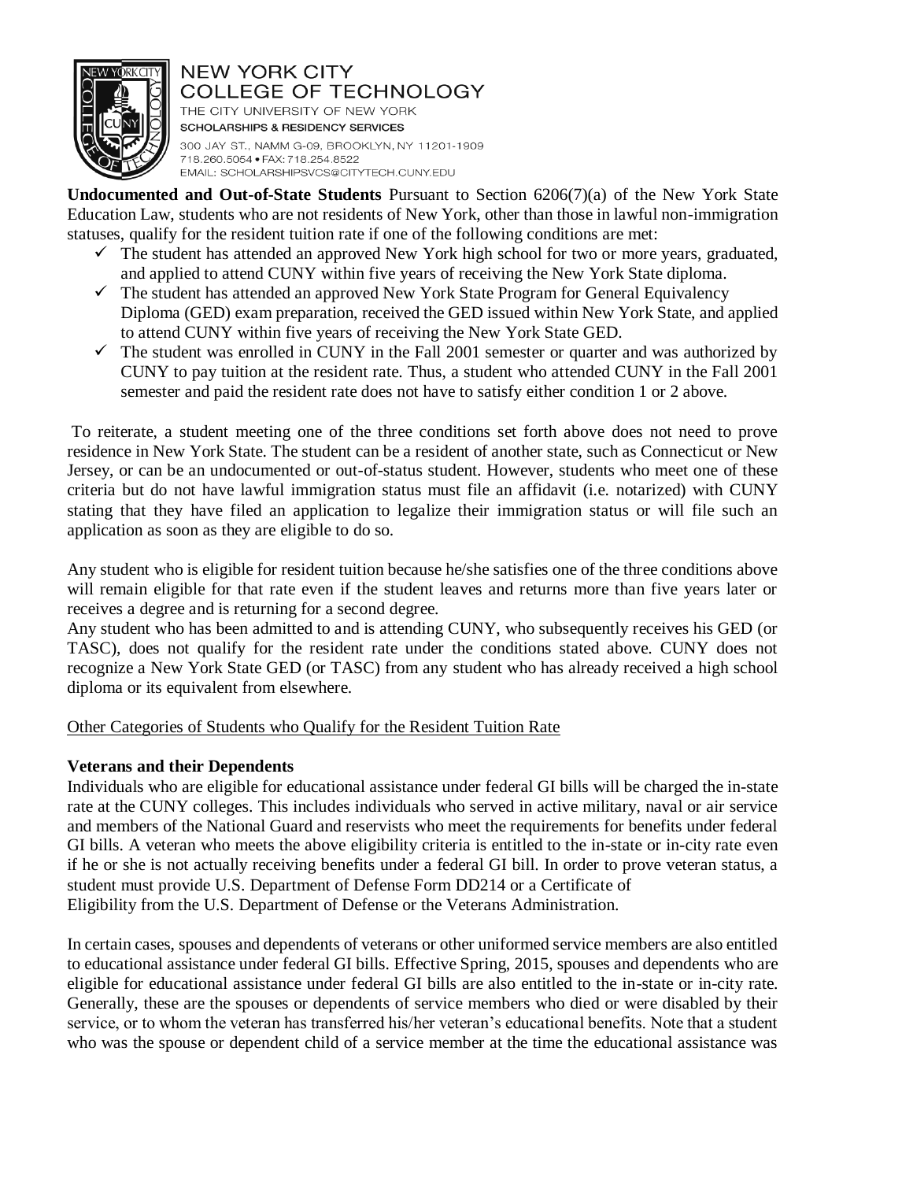NEW YORK CITY
COLLEGE OF TECHNOLOGY
THE CITY UNIVERSITY OF NEW YORK
SCHOLARSHIPS & RESIDENCY SERVICES
300 JAY ST., NAMM G-09, BROOKLYN, NY 11201-1909
718.260.5054 • FAX: 718.254.8522
EMAIL: SCHOLARSHIPSVCS@CITYTECH.CUNY.EDU

**Undocumented and Out-of-State Students** Pursuant to Section 6206(7)(a) of the New York State Education Law, students who are not residents of New York, other than those in lawful non-immigration statuses, qualify for the resident tuition rate if one of the following conditions are met:

- ✓ The student has attended an approved New York high school for two or more years, graduated, and applied to attend CUNY within five years of receiving the New York State diploma.
- ✓ The student has attended an approved New York State Program for General Equivalency Diploma (GED) exam preparation, received the GED issued within New York State, and applied to attend CUNY within five years of receiving the New York State GED.
- ✓ The student was enrolled in CUNY in the Fall 2001 semester or quarter and was authorized by CUNY to pay tuition at the resident rate. Thus, a student who attended CUNY in the Fall 2001 semester and paid the resident rate does not have to satisfy either condition 1 or 2 above.

To reiterate, a student meeting one of the three conditions set forth above does not need to prove residence in New York State. The student can be a resident of another state, such as Connecticut or New Jersey, or can be an undocumented or out-of-status student. However, students who meet one of these criteria but do not have lawful immigration status must file an affidavit (i.e. notarized) with CUNY stating that they have filed an application to legalize their immigration status or will file such an application as soon as they are eligible to do so.

Any student who is eligible for resident tuition because he/she satisfies one of the three conditions above will remain eligible for that rate even if the student leaves and returns more than five years later or receives a degree and is returning for a second degree.
Any student who has been admitted to and is attending CUNY, who subsequently receives his GED (or TASC), does not qualify for the resident rate under the conditions stated above. CUNY does not recognize a New York State GED (or TASC) from any student who has already received a high school diploma or its equivalent from elsewhere.

<u>Other Categories of Students who Qualify for the Resident Tuition Rate</u>

**Veterans and their Dependents**
Individuals who are eligible for educational assistance under federal GI bills will be charged the in-state rate at the CUNY colleges. This includes individuals who served in active military, naval or air service and members of the National Guard and reservists who meet the requirements for benefits under federal GI bills. A veteran who meets the above eligibility criteria is entitled to the in-state or in-city rate even if he or she is not actually receiving benefits under a federal GI bill. In order to prove veteran status, a student must provide U.S. Department of Defense Form DD214 or a Certificate of Eligibility from the U.S. Department of Defense or the Veterans Administration.

In certain cases, spouses and dependents of veterans or other uniformed service members are also entitled to educational assistance under federal GI bills. Effective Spring, 2015, spouses and dependents who are eligible for educational assistance under federal GI bills are also entitled to the in-state or in-city rate. Generally, these are the spouses or dependents of service members who died or were disabled by their service, or to whom the veteran has transferred his/her veteran's educational benefits. Note that a student who was the spouse or dependent child of a service member at the time the educational assistance was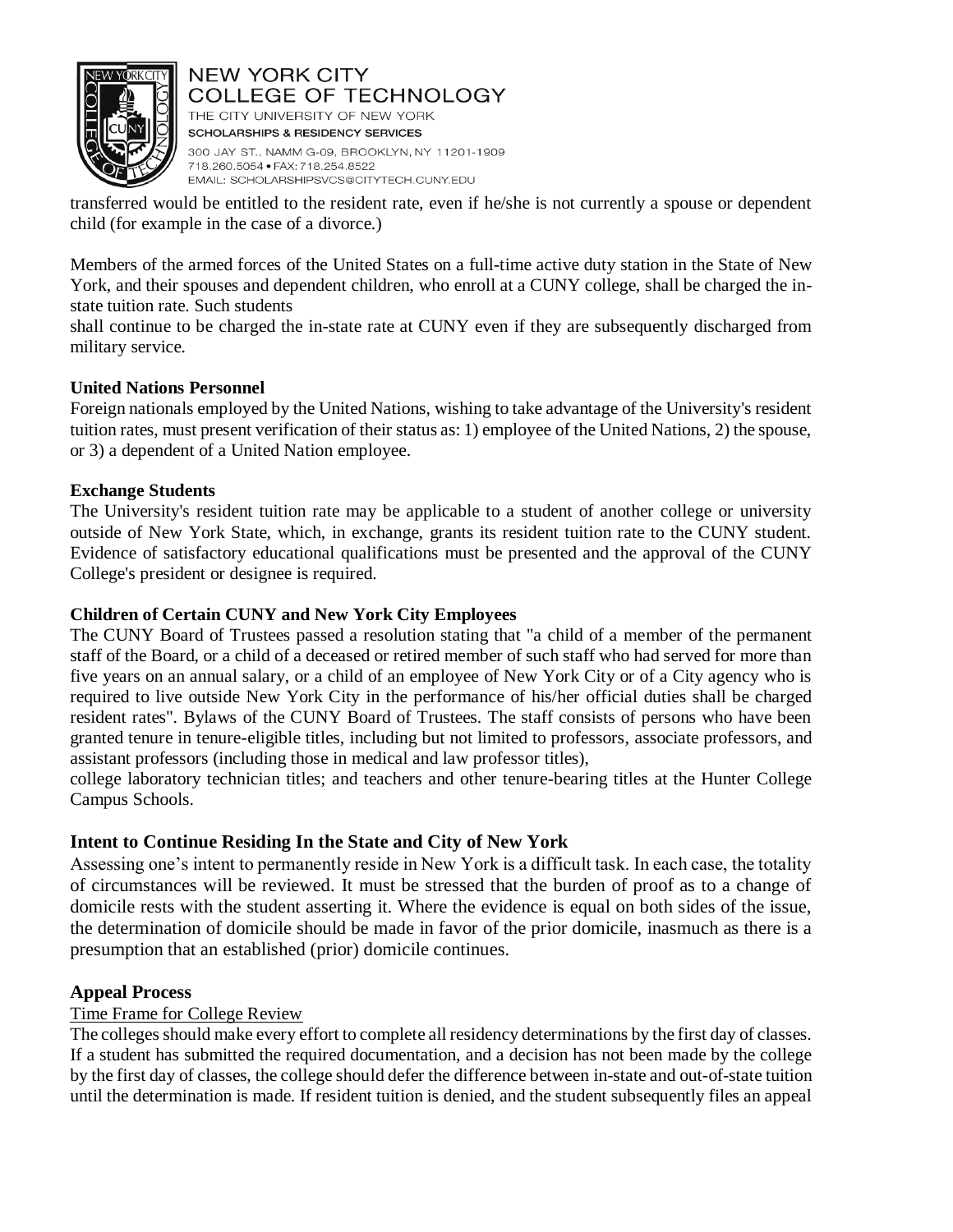transferred would be entitled to the resident rate, even if he/she is not currently a spouse or dependent child (for example in the case of a divorce.)

Members of the armed forces of the United States on a full-time active duty station in the State of New York, and their spouses and dependent children, who enroll at a CUNY college, shall be charged the in-state tuition rate. Such students
shall continue to be charged the in-state rate at CUNY even if they are subsequently discharged from military service.

**United Nations Personnel**
Foreign nationals employed by the United Nations, wishing to take advantage of the University's resident tuition rates, must present verification of their status as: 1) employee of the United Nations, 2) the spouse, or 3) a dependent of a United Nation employee.

**Exchange Students**
The University's resident tuition rate may be applicable to a student of another college or university outside of New York State, which, in exchange, grants its resident tuition rate to the CUNY student. Evidence of satisfactory educational qualifications must be presented and the approval of the CUNY College's president or designee is required.

**Children of Certain CUNY and New York City Employees**
The CUNY Board of Trustees passed a resolution stating that "a child of a member of the permanent staff of the Board, or a child of a deceased or retired member of such staff who had served for more than five years on an annual salary, or a child of an employee of New York City or of a City agency who is required to live outside New York City in the performance of his/her official duties shall be charged resident rates". Bylaws of the CUNY Board of Trustees. The staff consists of persons who have been granted tenure in tenure-eligible titles, including but not limited to professors, associate professors, and assistant professors (including those in medical and law professor titles),
college laboratory technician titles; and teachers and other tenure-bearing titles at the Hunter College Campus Schools.

## Intent to Continue Residing In the State and City of New York

Assessing one's intent to permanently reside in New York is a difficult task. In each case, the totality of circumstances will be reviewed. It must be stressed that the burden of proof as to a change of domicile rests with the student asserting it. Where the evidence is equal on both sides of the issue, the determination of domicile should be made in favor of the prior domicile, inasmuch as there is a presumption that an established (prior) domicile continues.

## Appeal Process

Time Frame for College Review

The colleges should make every effort to complete all residency determinations by the first day of classes. If a student has submitted the required documentation, and a decision has not been made by the college by the first day of classes, the college should defer the difference between in-state and out-of-state tuition until the determination is made. If resident tuition is denied, and the student subsequently files an appeal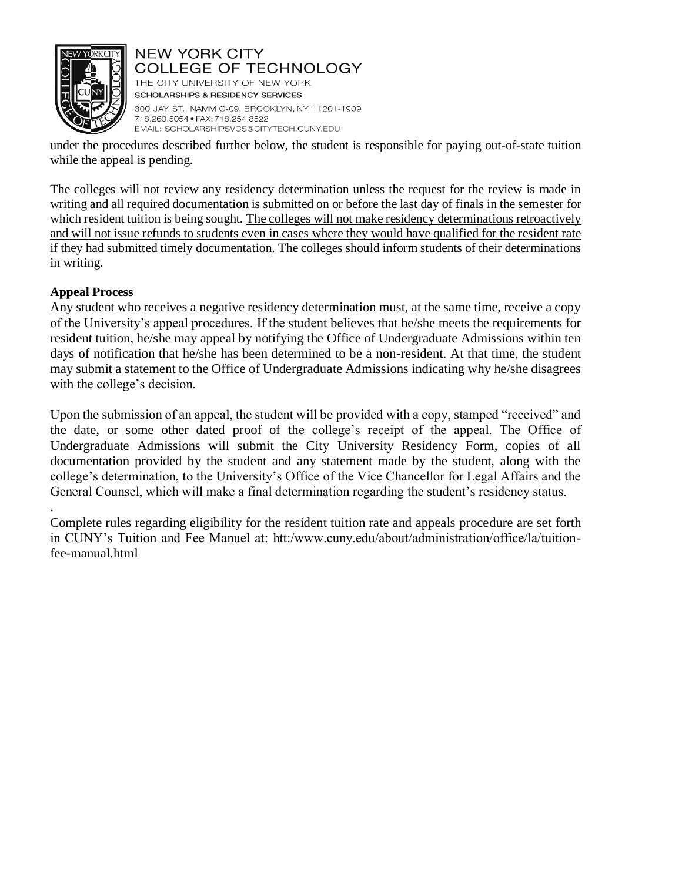under the procedures described further below, the student is responsible for paying out-of-state tuition while the appeal is pending.

The colleges will not review any residency determination unless the request for the review is made in writing and all required documentation is submitted on or before the last day of finals in the semester for which resident tuition is being sought. <u>The colleges will not make residency determinations retroactively and will not issue refunds to students even in cases where they would have qualified for the resident rate if they had submitted timely documentation</u>. The colleges should inform students of their determinations in writing.

**Appeal Process**

Any student who receives a negative residency determination must, at the same time, receive a copy of the University's appeal procedures. If the student believes that he/she meets the requirements for resident tuition, he/she may appeal by notifying the Office of Undergraduate Admissions within ten days of notification that he/she has been determined to be a non-resident. At that time, the student may submit a statement to the Office of Undergraduate Admissions indicating why he/she disagrees with the college's decision.

Upon the submission of an appeal, the student will be provided with a copy, stamped "received" and the date, or some other dated proof of the college's receipt of the appeal. The Office of Undergraduate Admissions will submit the City University Residency Form, copies of all documentation provided by the student and any statement made by the student, along with the college's determination, to the University's Office of the Vice Chancellor for Legal Affairs and the General Counsel, which will make a final determination regarding the student's residency status.

.

Complete rules regarding eligibility for the resident tuition rate and appeals procedure are set forth in CUNY's Tuition and Fee Manuel at: htt:/www.cuny.edu/about/administration/office/la/tuition-fee-manual.html